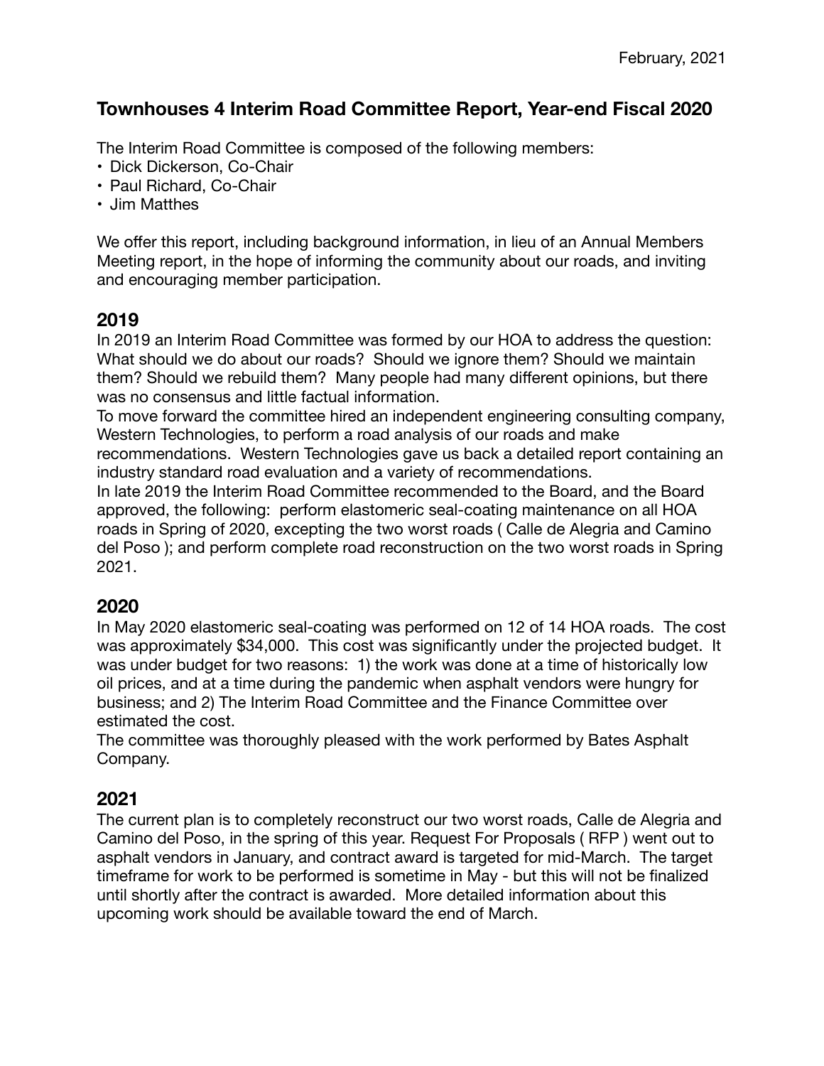February, 2021

# Townhouses 4 Interim Road Committee Report, Year-end Fiscal 2020

The Interim Road Committee is composed of the following members:

- Dick Dickerson, Co-Chair
- Paul Richard, Co-Chair
- Jim Matthes

We offer this report, including background information, in lieu of an Annual Members Meeting report, in the hope of informing the community about our roads, and inviting and encouraging member participation.

## 2019

In 2019 an Interim Road Committee was formed by our HOA to address the question: What should we do about our roads? Should we ignore them? Should we maintain them? Should we rebuild them? Many people had many different opinions, but there was no consensus and little factual information.

To move forward the committee hired an independent engineering consulting company, Western Technologies, to perform a road analysis of our roads and make recommendations. Western Technologies gave us back a detailed report containing an industry standard road evaluation and a variety of recommendations.

In late 2019 the Interim Road Committee recommended to the Board, and the Board approved, the following: perform elastomeric seal-coating maintenance on all HOA roads in Spring of 2020, excepting the two worst roads ( Calle de Alegria and Camino del Poso ); and perform complete road reconstruction on the two worst roads in Spring 2021.

## 2020

In May 2020 elastomeric seal-coating was performed on 12 of 14 HOA roads. The cost was approximately $34,000. This cost was significantly under the projected budget. It was under budget for two reasons: 1) the work was done at a time of historically low oil prices, and at a time during the pandemic when asphalt vendors were hungry for business; and 2) The Interim Road Committee and the Finance Committee over estimated the cost.

The committee was thoroughly pleased with the work performed by Bates Asphalt Company.

## 2021

The current plan is to completely reconstruct our two worst roads, Calle de Alegria and Camino del Poso, in the spring of this year. Request For Proposals ( RFP ) went out to asphalt vendors in January, and contract award is targeted for mid-March. The target timeframe for work to be performed is sometime in May - but this will not be finalized until shortly after the contract is awarded. More detailed information about this upcoming work should be available toward the end of March.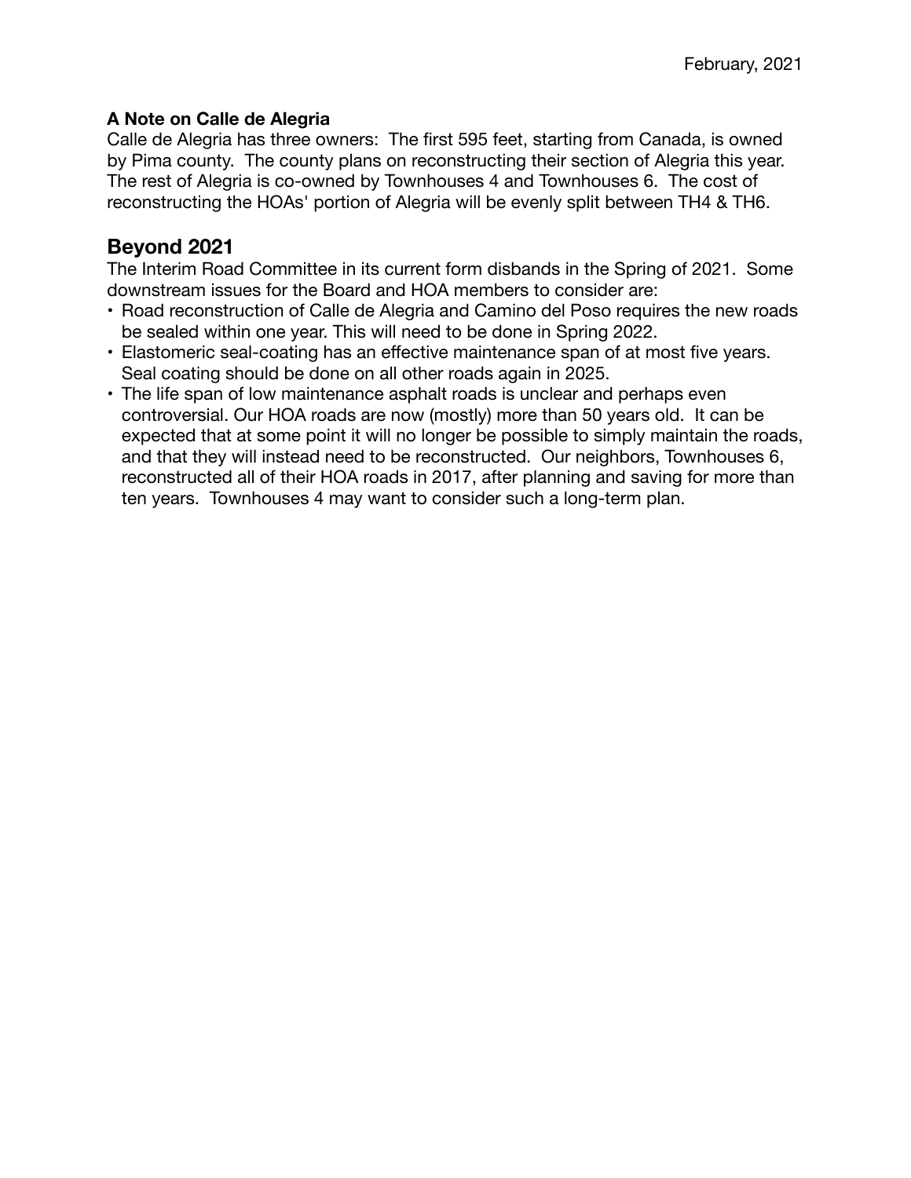February, 2021

**A Note on Calle de Alegria**

Calle de Alegria has three owners: The first 595 feet, starting from Canada, is owned by Pima county. The county plans on reconstructing their section of Alegria this year. The rest of Alegria is co-owned by Townhouses 4 and Townhouses 6. The cost of reconstructing the HOAs' portion of Alegria will be evenly split between TH4 & TH6.

## Beyond 2021

The Interim Road Committee in its current form disbands in the Spring of 2021. Some downstream issues for the Board and HOA members to consider are:

- Road reconstruction of Calle de Alegria and Camino del Poso requires the new roads be sealed within one year. This will need to be done in Spring 2022.
- Elastomeric seal-coating has an effective maintenance span of at most five years. Seal coating should be done on all other roads again in 2025.
- The life span of low maintenance asphalt roads is unclear and perhaps even controversial. Our HOA roads are now (mostly) more than 50 years old. It can be expected that at some point it will no longer be possible to simply maintain the roads, and that they will instead need to be reconstructed. Our neighbors, Townhouses 6, reconstructed all of their HOA roads in 2017, after planning and saving for more than ten years. Townhouses 4 may want to consider such a long-term plan.